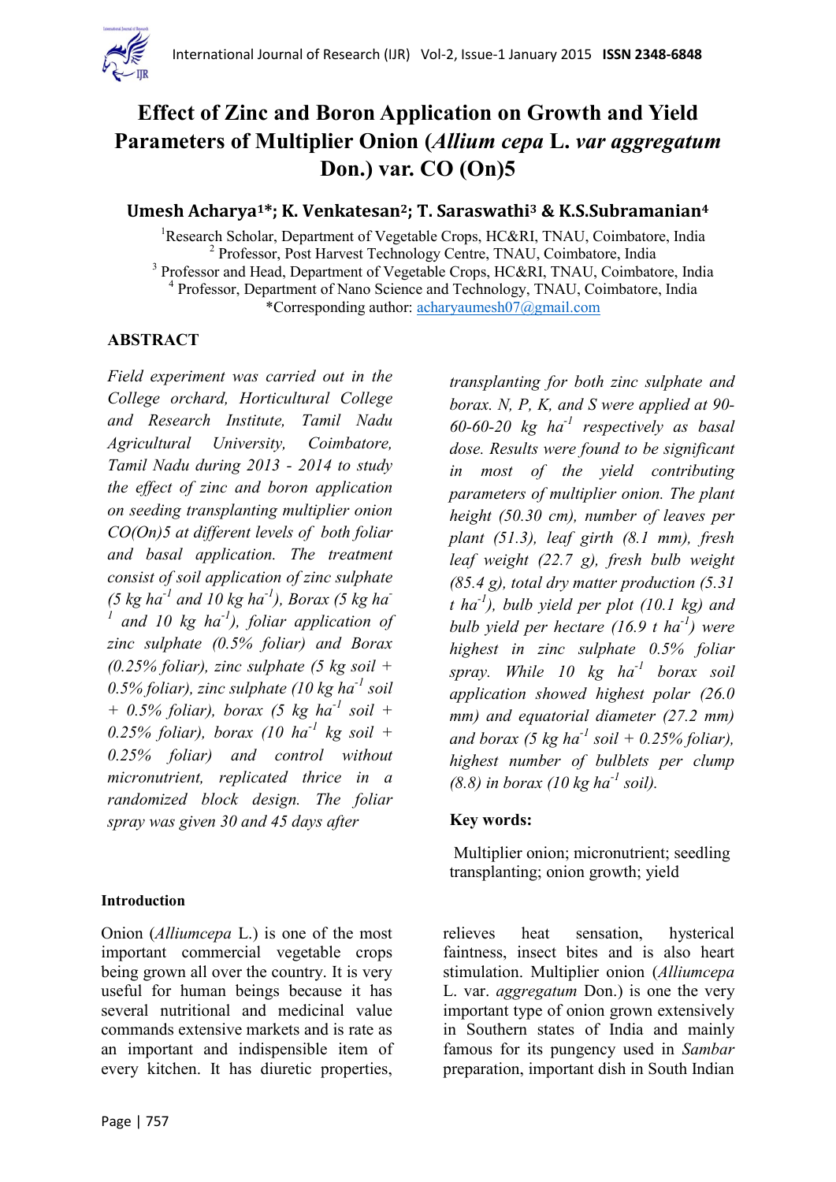# Effect of Zinc and Boron Application on Growth and Yield Parameters of Multiplier Onion (*Allium cepa* L. *var aggregatum* Don.) var. CO (On)5

**Umesh Acharya[1]*; K. Venkatesan[2]; T. Saraswathi[3] & K.S.Subramanian[4]**

[1]Research Scholar, Department of Vegetable Crops, HC&RI, TNAU, Coimbatore, India
[2] Professor, Post Harvest Technology Centre, TNAU, Coimbatore, India
[3] Professor and Head, Department of Vegetable Crops, HC&RI, TNAU, Coimbatore, India
[4] Professor, Department of Nano Science and Technology, TNAU, Coimbatore, India
*Corresponding author: acharyaumesh07@gmail.com

## ABSTRACT

*Field experiment was carried out in the College orchard, Horticultural College and Research Institute, Tamil Nadu Agricultural University, Coimbatore, Tamil Nadu during 2013 - 2014 to study the effect of zinc and boron application on seeding transplanting multiplier onion CO(On)5 at different levels of both foliar and basal application. The treatment consist of soil application of zinc sulphate (5 kg ha$^{-1}$ and 10 kg ha$^{-1}$), Borax (5 kg ha$^{-1}$ and 10 kg ha$^{-1}$), foliar application of zinc sulphate (0.5% foliar) and Borax (0.25% foliar), zinc sulphate (5 kg soil + 0.5% foliar), zinc sulphate (10 kg ha$^{-1}$ soil + 0.5% foliar), borax (5 kg ha$^{-1}$ soil + 0.25% foliar), borax (10 ha$^{-1}$ kg soil + 0.25% foliar) and control without micronutrient, replicated thrice in a randomized block design. The foliar spray was given 30 and 45 days after transplanting for both zinc sulphate and borax. N, P, K, and S were applied at 90-60-60-20 kg ha$^{-1}$ respectively as basal dose. Results were found to be significant in most of the yield contributing parameters of multiplier onion. The plant height (50.30 cm), number of leaves per plant (51.3), leaf girth (8.1 mm), fresh leaf weight (22.7 g), fresh bulb weight (85.4 g), total dry matter production (5.31 t ha$^{-1}$), bulb yield per plot (10.1 kg) and bulb yield per hectare (16.9 t ha$^{-1}$) were highest in zinc sulphate 0.5% foliar spray. While 10 kg ha$^{-1}$ borax soil application showed highest polar (26.0 mm) and equatorial diameter (27.2 mm) and borax (5 kg ha$^{-1}$ soil + 0.25% foliar), highest number of bulblets per clump (8.8) in borax (10 kg ha$^{-1}$ soil).*

**Key words:**

Multiplier onion; micronutrient; seedling transplanting; onion growth; yield

## Introduction

Onion (*Alliumcepa* L.) is one of the most important commercial vegetable crops being grown all over the country. It is very useful for human beings because it has several nutritional and medicinal value commands extensive markets and is rate as an important and indispensible item of every kitchen. It has diuretic properties, relieves heat sensation, hysterical faintness, insect bites and is also heart stimulation. Multiplier onion (*Alliumcepa* L. var. *aggregatum* Don.) is one the very important type of onion grown extensively in Southern states of India and mainly famous for its pungency used in *Sambar* preparation, important dish in South Indian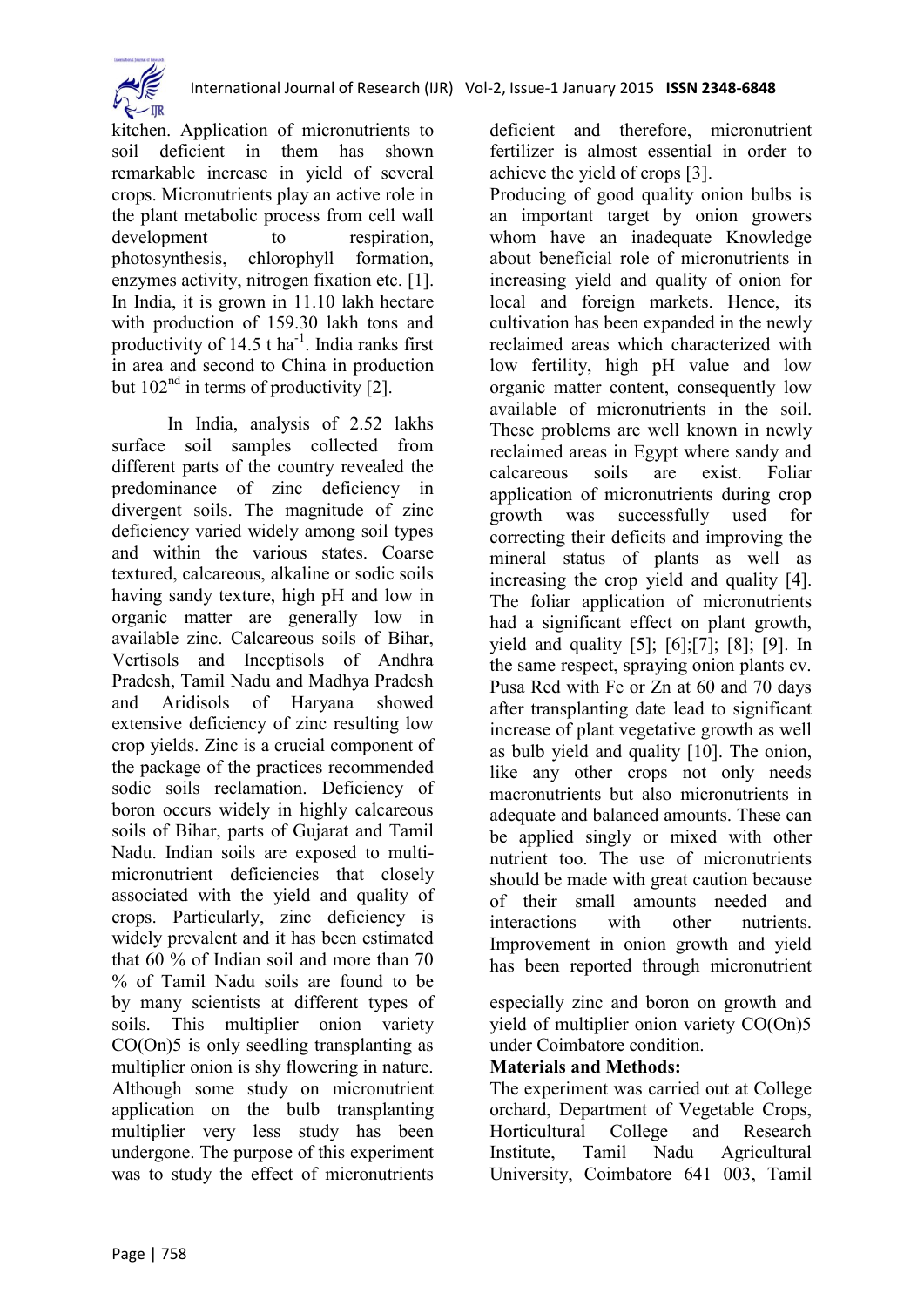kitchen. Application of micronutrients to soil deficient in them has shown remarkable increase in yield of several crops. Micronutrients play an active role in the plant metabolic process from cell wall development to respiration, photosynthesis, chlorophyll formation, enzymes activity, nitrogen fixation etc. [1]. In India, it is grown in 11.10 lakh hectare with production of 159.30 lakh tons and productivity of 14.5 t $ha^{-1}$. India ranks first in area and second to China in production but 102nd in terms of productivity [2].

In India, analysis of 2.52 lakhs surface soil samples collected from different parts of the country revealed the predominance of zinc deficiency in divergent soils. The magnitude of zinc deficiency varied widely among soil types and within the various states. Coarse textured, calcareous, alkaline or sodic soils having sandy texture, high pH and low in organic matter are generally low in available zinc. Calcareous soils of Bihar, Vertisols and Inceptisols of Andhra Pradesh, Tamil Nadu and Madhya Pradesh and Aridisols of Haryana showed extensive deficiency of zinc resulting low crop yields. Zinc is a crucial component of the package of the practices recommended sodic soils reclamation. Deficiency of boron occurs widely in highly calcareous soils of Bihar, parts of Gujarat and Tamil Nadu. Indian soils are exposed to multi-micronutrient deficiencies that closely associated with the yield and quality of crops. Particularly, zinc deficiency is widely prevalent and it has been estimated that 60 % of Indian soil and more than 70 % of Tamil Nadu soils are found to be deficient and therefore, micronutrient fertilizer is almost essential in order to achieve the yield of crops [3].

Producing of good quality onion bulbs is an important target by onion growers whom have an inadequate Knowledge about beneficial role of micronutrients in increasing yield and quality of onion for local and foreign markets. Hence, its cultivation has been expanded in the newly reclaimed areas which characterized with low fertility, high pH value and low organic matter content, consequently low available of micronutrients in the soil. These problems are well known in newly reclaimed areas in Egypt where sandy and calcareous soils are exist. Foliar application of micronutrients during crop growth was successfully used for correcting their deficits and improving the mineral status of plants as well as increasing the crop yield and quality [4]. The foliar application of micronutrients had a significant effect on plant growth, yield and quality [5]; [6];[7]; [8]; [9]. In the same respect, spraying onion plants cv. Pusa Red with Fe or Zn at 60 and 70 days after transplanting date lead to significant increase of plant vegetative growth as well as bulb yield and quality [10]. The onion, like any other crops not only needs macronutrients but also micronutrients in adequate and balanced amounts. These can be applied singly or mixed with other nutrient too. The use of micronutrients should be made with great caution because of their small amounts needed and interactions with other nutrients. Improvement in onion growth and yield has been reported through micronutrient by many scientists at different types of soils. This multiplier onion variety CO(On)5 is only seedling transplanting as multiplier onion is shy flowering in nature. Although some study on micronutrient application on the bulb transplanting multiplier very less study has been undergone. The purpose of this experiment was to study the effect of micronutrients especially zinc and boron on growth and yield of multiplier onion variety CO(On)5 under Coimbatore condition.

**Materials and Methods:**

The experiment was carried out at College orchard, Department of Vegetable Crops, Horticultural College and Research Institute, Tamil Nadu Agricultural University, Coimbatore 641 003, Tamil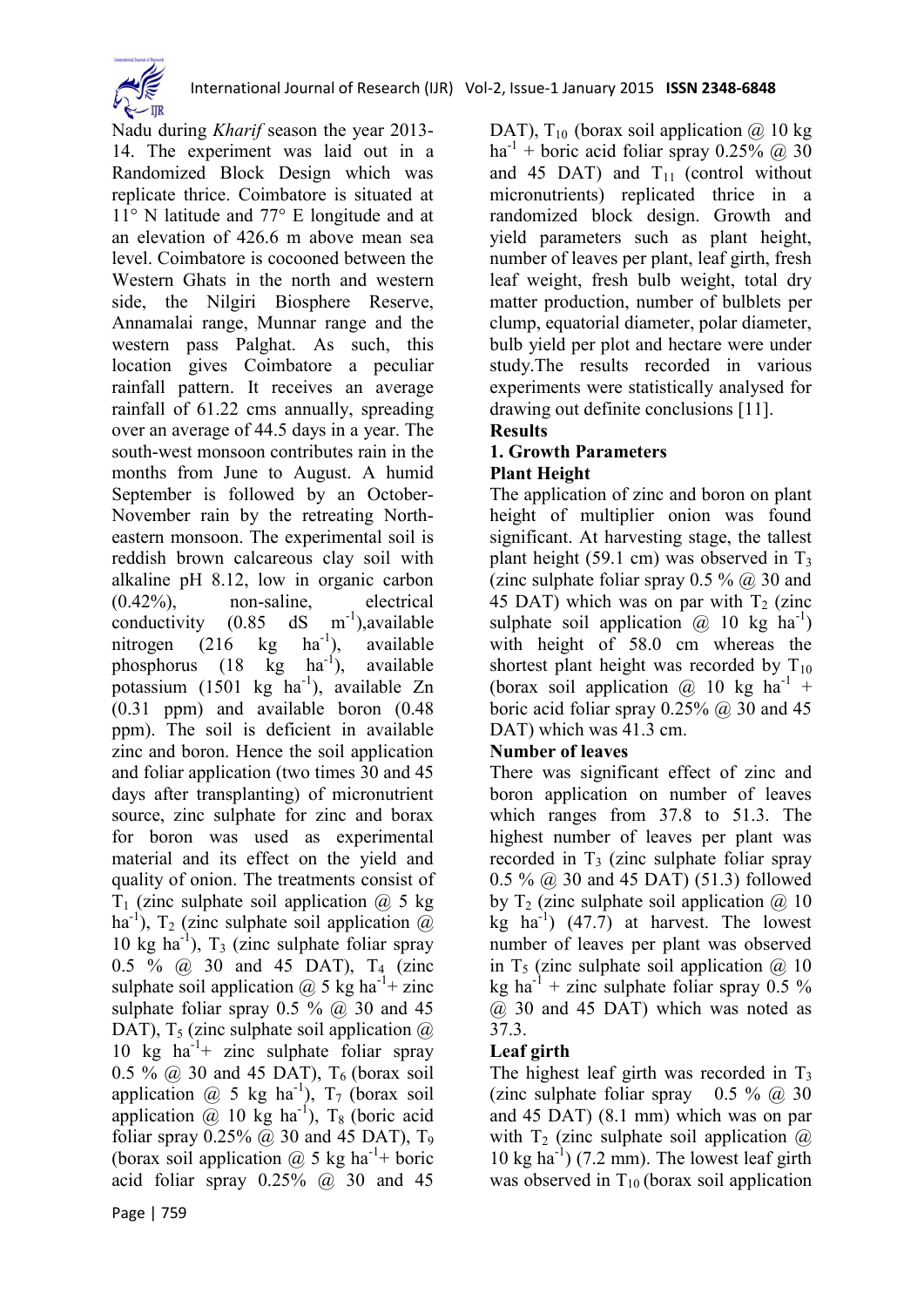Nadu during *Kharif* season the year 2013-14. The experiment was laid out in a Randomized Block Design which was replicate thrice. Coimbatore is situated at 11° N latitude and 77° E longitude and at an elevation of 426.6 m above mean sea level. Coimbatore is cocooned between the Western Ghats in the north and western side, the Nilgiri Biosphere Reserve, Annamalai range, Munnar range and the western pass Palghat. As such, this location gives Coimbatore a peculiar rainfall pattern. It receives an average rainfall of 61.22 cms annually, spreading over an average of 44.5 days in a year. The south-west monsoon contributes rain in the months from June to August. A humid September is followed by an October-November rain by the retreating North-eastern monsoon. The experimental soil is reddish brown calcareous clay soil with alkaline pH 8.12, low in organic carbon (0.42%), non-saline, electrical conductivity (0.85 dS $m^{-1}$),available nitrogen (216 kg $ha^{-1}$), available phosphorus (18 kg $ha^{-1}$), available potassium (1501 kg $ha^{-1}$), available Zn (0.31 ppm) and available boron (0.48 ppm). The soil is deficient in available zinc and boron. Hence the soil application and foliar application (two times 30 and 45 days after transplanting) of micronutrient source, zinc sulphate for zinc and borax for boron was used as experimental material and its effect on the yield and quality of onion. The treatments consist of $T_1$ (zinc sulphate soil application @ 5 kg $ha^{-1}$), $T_2$ (zinc sulphate soil application @ 10 kg $ha^{-1}$), $T_3$ (zinc sulphate foliar spray 0.5 % @ 30 and 45 DAT), $T_4$ (zinc sulphate soil application @ 5 kg $ha^{-1}$+ zinc sulphate foliar spray 0.5 % @ 30 and 45 DAT), $T_5$ (zinc sulphate soil application @ 10 kg $ha^{-1}$+ zinc sulphate foliar spray 0.5 % @ 30 and 45 DAT), $T_6$ (borax soil application @ 5 kg $ha^{-1}$), $T_7$ (borax soil application @ 10 kg $ha^{-1}$), $T_8$ (boric acid foliar spray 0.25% @ 30 and 45 DAT), $T_9$ (borax soil application @ 5 kg $ha^{-1}$+ boric acid foliar spray 0.25% @ 30 and 45 DAT), $T_{10}$ (borax soil application @ 10 kg $ha^{-1}$ + boric acid foliar spray 0.25% @ 30 and 45 DAT) and $T_{11}$ (control without micronutrients) replicated thrice in a randomized block design. Growth and yield parameters such as plant height, number of leaves per plant, leaf girth, fresh leaf weight, fresh bulb weight, total dry matter production, number of bulblets per clump, equatorial diameter, polar diameter, bulb yield per plot and hectare were under study.The results recorded in various experiments were statistically analysed for drawing out definite conclusions [11].

## Results

### 1. Growth Parameters

#### Plant Height

The application of zinc and boron on plant height of multiplier onion was found significant. At harvesting stage, the tallest plant height (59.1 cm) was observed in $T_3$ (zinc sulphate foliar spray 0.5 % @ 30 and 45 DAT) which was on par with $T_2$ (zinc sulphate soil application @ 10 kg $ha^{-1}$) with height of 58.0 cm whereas the shortest plant height was recorded by $T_{10}$ (borax soil application @ 10 kg $ha^{-1}$ + boric acid foliar spray 0.25% @ 30 and 45 DAT) which was 41.3 cm.

#### Number of leaves

There was significant effect of zinc and boron application on number of leaves which ranges from 37.8 to 51.3. The highest number of leaves per plant was recorded in $T_3$ (zinc sulphate foliar spray 0.5 % @ 30 and 45 DAT) (51.3) followed by $T_2$ (zinc sulphate soil application @ 10 kg $ha^{-1}$) (47.7) at harvest. The lowest number of leaves per plant was observed in $T_5$ (zinc sulphate soil application @ 10 kg $ha^{-1}$ + zinc sulphate foliar spray 0.5 % @ 30 and 45 DAT) which was noted as 37.3.

#### Leaf girth

The highest leaf girth was recorded in $T_3$ (zinc sulphate foliar spray 0.5 % @ 30 and 45 DAT) (8.1 mm) which was on par with $T_2$ (zinc sulphate soil application @ 10 kg $ha^{-1}$) (7.2 mm). The lowest leaf girth was observed in $T_{10}$ (borax soil application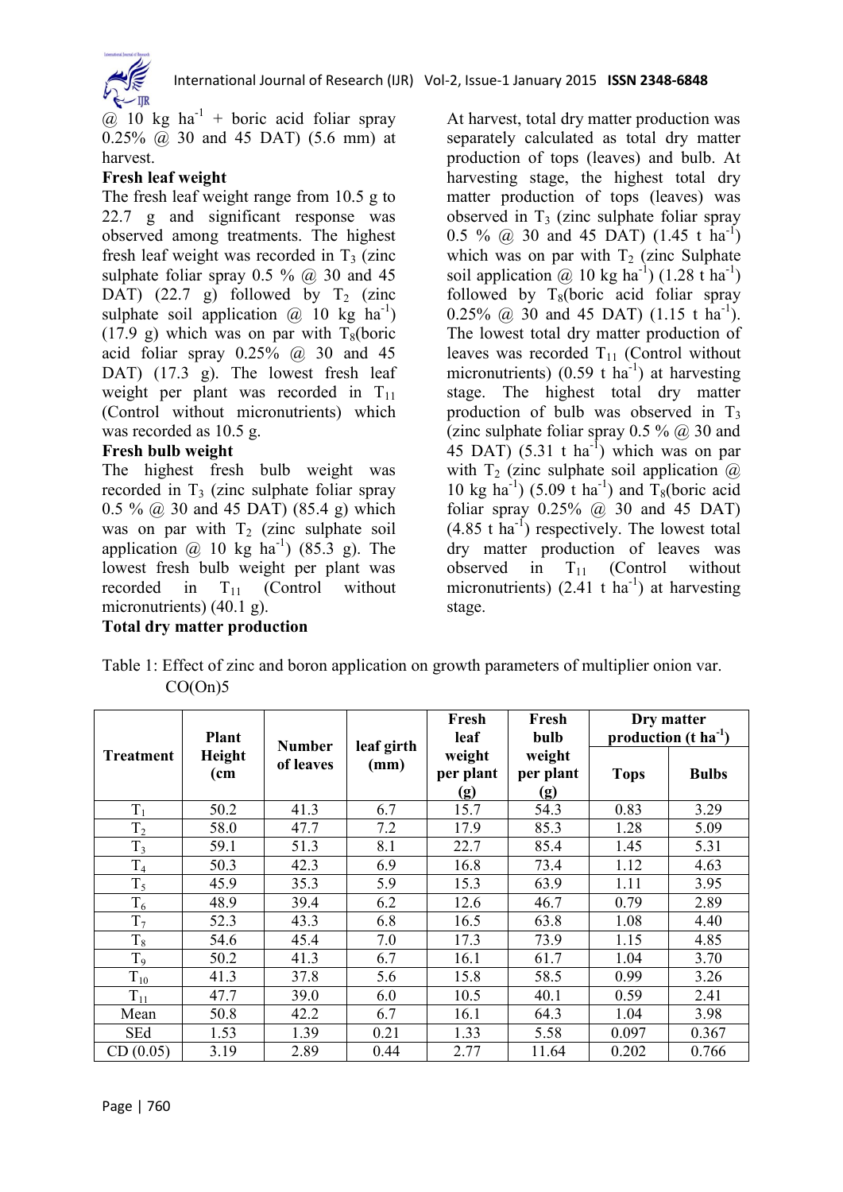@ 10 kg $ha^{-1}$ + boric acid foliar spray 0.25% @ 30 and 45 DAT) (5.6 mm) at harvest.

**Fresh leaf weight**

The fresh leaf weight range from 10.5 g to 22.7 g and significant response was observed among treatments. The highest fresh leaf weight was recorded in $T_3$ (zinc sulphate foliar spray 0.5 % @ 30 and 45 DAT) (22.7 g) followed by $T_2$ (zinc sulphate soil application @ 10 kg $ha^{-1}$) (17.9 g) which was on par with $T_8$(boric acid foliar spray 0.25% @ 30 and 45 DAT) (17.3 g). The lowest fresh leaf weight per plant was recorded in $T_{11}$ (Control without micronutrients) which was recorded as 10.5 g.

**Fresh bulb weight**

The highest fresh bulb weight was recorded in $T_3$ (zinc sulphate foliar spray 0.5 % @ 30 and 45 DAT) (85.4 g) which was on par with $T_2$ (zinc sulphate soil application @ 10 kg $ha^{-1}$) (85.3 g). The lowest fresh bulb weight per plant was recorded in $T_{11}$ (Control without micronutrients) (40.1 g).

**Total dry matter production**

At harvest, total dry matter production was separately calculated as total dry matter production of tops (leaves) and bulb. At harvesting stage, the highest total dry matter production of tops (leaves) was observed in $T_3$ (zinc sulphate foliar spray 0.5 % @ 30 and 45 DAT) (1.45 t $ha^{-1}$) which was on par with $T_2$ (zinc Sulphate soil application @ 10 kg $ha^{-1}$) (1.28 t $ha^{-1}$) followed by $T_8$(boric acid foliar spray 0.25% @ 30 and 45 DAT) (1.15 t $ha^{-1}$). The lowest total dry matter production of leaves was recorded $T_{11}$ (Control without micronutrients) (0.59 t $ha^{-1}$) at harvesting stage. The highest total dry matter production of bulb was observed in $T_3$ (zinc sulphate foliar spray 0.5 % @ 30 and 45 DAT) (5.31 t $ha^{-1}$) which was on par with $T_2$ (zinc sulphate soil application @ 10 kg $ha^{-1}$) (5.09 t $ha^{-1}$) and $T_8$(boric acid foliar spray 0.25% @ 30 and 45 DAT) (4.85 t $ha^{-1}$) respectively. The lowest total dry matter production of leaves was observed in $T_{11}$ (Control without micronutrients) (2.41 t $ha^{-1}$) at harvesting stage.

Table 1: Effect of zinc and boron application on growth parameters of multiplier onion var. CO(On)5

| Treatment | Plant Height (cm | Number of leaves | leaf girth (mm) | Fresh leaf weight per plant (g) | Fresh bulb weight per plant (g) | Dry matter production (t $ha^{-1}$) | |
|---|---|---|---|---|---|---|---|
| | | | | | | Tops | Bulbs |
| $T_1$ | 50.2 | 41.3 | 6.7 | 15.7 | 54.3 | 0.83 | 3.29 |
| $T_2$ | 58.0 | 47.7 | 7.2 | 17.9 | 85.3 | 1.28 | 5.09 |
| $T_3$ | 59.1 | 51.3 | 8.1 | 22.7 | 85.4 | 1.45 | 5.31 |
| $T_4$ | 50.3 | 42.3 | 6.9 | 16.8 | 73.4 | 1.12 | 4.63 |
| $T_5$ | 45.9 | 35.3 | 5.9 | 15.3 | 63.9 | 1.11 | 3.95 |
| $T_6$ | 48.9 | 39.4 | 6.2 | 12.6 | 46.7 | 0.79 | 2.89 |
| $T_7$ | 52.3 | 43.3 | 6.8 | 16.5 | 63.8 | 1.08 | 4.40 |
| $T_8$ | 54.6 | 45.4 | 7.0 | 17.3 | 73.9 | 1.15 | 4.85 |
| $T_9$ | 50.2 | 41.3 | 6.7 | 16.1 | 61.7 | 1.04 | 3.70 |
| $T_{10}$ | 41.3 | 37.8 | 5.6 | 15.8 | 58.5 | 0.99 | 3.26 |
| $T_{11}$ | 47.7 | 39.0 | 6.0 | 10.5 | 40.1 | 0.59 | 2.41 |
| Mean | 50.8 | 42.2 | 6.7 | 16.1 | 64.3 | 1.04 | 3.98 |
| SEd | 1.53 | 1.39 | 0.21 | 1.33 | 5.58 | 0.097 | 0.367 |
| CD (0.05) | 3.19 | 2.89 | 0.44 | 2.77 | 11.64 | 0.202 | 0.766 |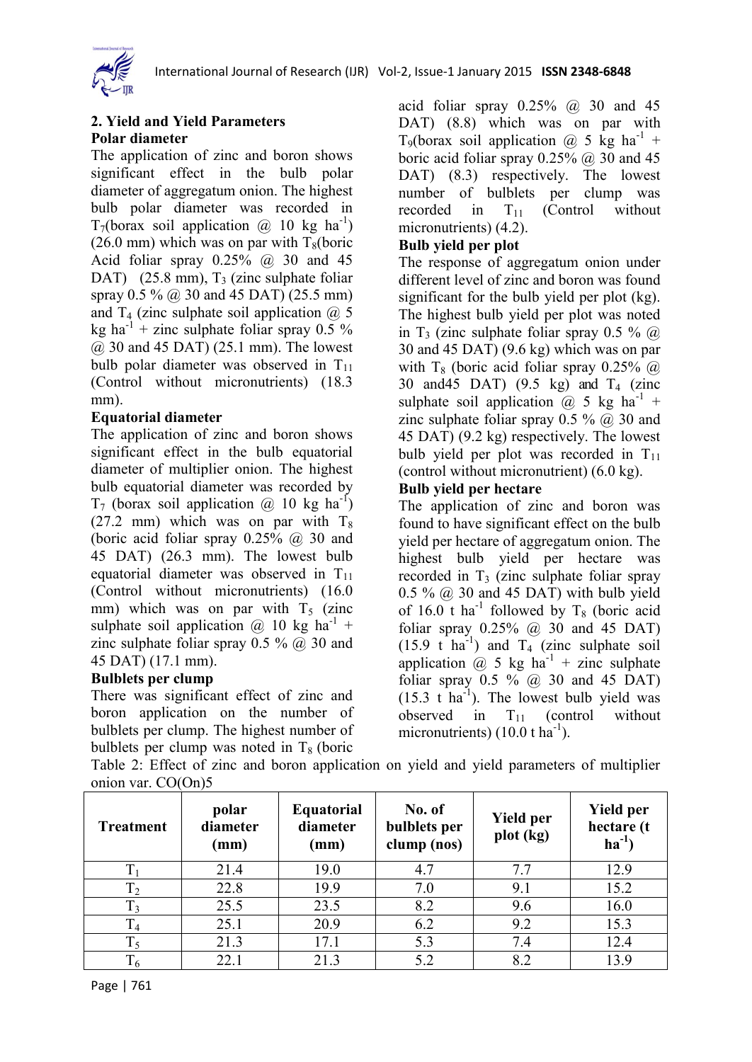## 2. Yield and Yield Parameters

### Polar diameter

The application of zinc and boron shows significant effect in the bulb polar diameter of aggregatum onion. The highest bulb polar diameter was recorded in $T_7$(borax soil application @ 10 kg $ha^{-1}$) (26.0 mm) which was on par with $T_8$(boric Acid foliar spray 0.25% @ 30 and 45 DAT) (25.8 mm), $T_3$ (zinc sulphate foliar spray 0.5 % @ 30 and 45 DAT) (25.5 mm) and $T_4$ (zinc sulphate soil application @ 5 kg $ha^{-1}$ + zinc sulphate foliar spray 0.5 % @ 30 and 45 DAT) (25.1 mm). The lowest bulb polar diameter was observed in $T_{11}$ (Control without micronutrients) (18.3 mm).

### Equatorial diameter

The application of zinc and boron shows significant effect in the bulb equatorial diameter of multiplier onion. The highest bulb equatorial diameter was recorded by $T_7$ (borax soil application @ 10 kg $ha^{-1}$) (27.2 mm) which was on par with $T_8$ (boric acid foliar spray 0.25% @ 30 and 45 DAT) (26.3 mm). The lowest bulb equatorial diameter was observed in $T_{11}$ (Control without micronutrients) (16.0 mm) which was on par with $T_5$ (zinc sulphate soil application @ 10 kg $ha^{-1}$ + zinc sulphate foliar spray 0.5 % @ 30 and 45 DAT) (17.1 mm).

### Bulblets per clump

There was significant effect of zinc and boron application on the number of bulblets per clump. The highest number of bulblets per clump was noted in $T_8$ (boric acid foliar spray 0.25% @ 30 and 45 DAT) (8.8) which was on par with $T_9$(borax soil application @ 5 kg $ha^{-1}$ + boric acid foliar spray 0.25% @ 30 and 45 DAT) (8.3) respectively. The lowest number of bulblets per clump was recorded in $T_{11}$ (Control without micronutrients) (4.2).

### Bulb yield per plot

The response of aggregatum onion under different level of zinc and boron was found significant for the bulb yield per plot (kg). The highest bulb yield per plot was noted in $T_3$ (zinc sulphate foliar spray 0.5 % @ 30 and 45 DAT) (9.6 kg) which was on par with $T_8$ (boric acid foliar spray 0.25% @ 30 and45 DAT) (9.5 kg) and $T_4$ (zinc sulphate soil application @ 5 kg $ha^{-1}$ + zinc sulphate foliar spray 0.5 % @ 30 and 45 DAT) (9.2 kg) respectively. The lowest bulb yield per plot was recorded in $T_{11}$ (control without micronutrient) (6.0 kg).

### Bulb yield per hectare

The application of zinc and boron was found to have significant effect on the bulb yield per hectare of aggregatum onion. The highest bulb yield per hectare was recorded in $T_3$ (zinc sulphate foliar spray 0.5 % @ 30 and 45 DAT) with bulb yield of 16.0 t $ha^{-1}$ followed by $T_8$ (boric acid foliar spray 0.25% @ 30 and 45 DAT) (15.9 t $ha^{-1}$) and $T_4$ (zinc sulphate soil application @ 5 kg $ha^{-1}$ + zinc sulphate foliar spray 0.5 % @ 30 and 45 DAT) (15.3 t $ha^{-1}$). The lowest bulb yield was observed in $T_{11}$ (control without micronutrients) (10.0 t $ha^{-1}$).

Table 2: Effect of zinc and boron application on yield and yield parameters of multiplier onion var. CO(On)5

| Treatment | polar diameter (mm) | Equatorial diameter (mm) | No. of bulblets per clump (nos) | Yield per plot (kg) | Yield per hectare (t $ha^{-1}$) |
|---|---|---|---|---|---|
| $T_1$ | 21.4 | 19.0 | 4.7 | 7.7 | 12.9 |
| $T_2$ | 22.8 | 19.9 | 7.0 | 9.1 | 15.2 |
| $T_3$ | 25.5 | 23.5 | 8.2 | 9.6 | 16.0 |
| $T_4$ | 25.1 | 20.9 | 6.2 | 9.2 | 15.3 |
| $T_5$ | 21.3 | 17.1 | 5.3 | 7.4 | 12.4 |
| $T_6$ | 22.1 | 21.3 | 5.2 | 8.2 | 13.9 |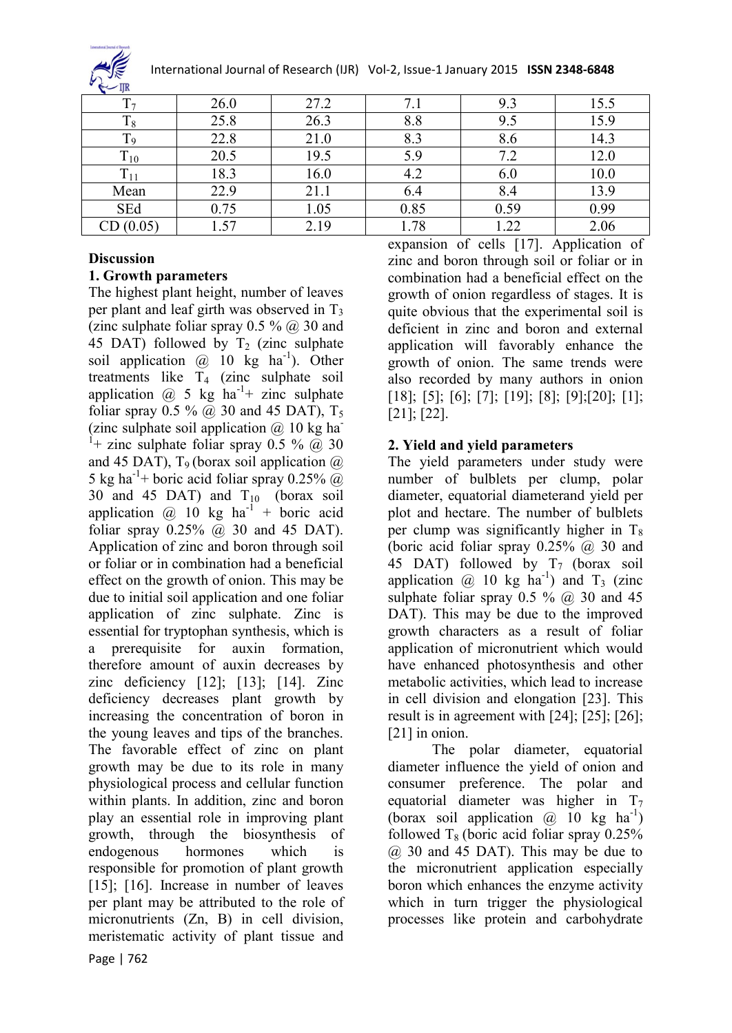| $T_7$ | 26.0 | 27.2 | 7.1 | 9.3 | 15.5 |
|---|---|---|---|---|---|
| $T_8$ | 25.8 | 26.3 | 8.8 | 9.5 | 15.9 |
| $T_9$ | 22.8 | 21.0 | 8.3 | 8.6 | 14.3 |
| $T_{10}$ | 20.5 | 19.5 | 5.9 | 7.2 | 12.0 |
| $T_{11}$ | 18.3 | 16.0 | 4.2 | 6.0 | 10.0 |
| Mean | 22.9 | 21.1 | 6.4 | 8.4 | 13.9 |
| SEd | 0.75 | 1.05 | 0.85 | 0.59 | 0.99 |
| CD (0.05) | 1.57 | 2.19 | 1.78 | 1.22 | 2.06 |

**Discussion**

**1. Growth parameters**

The highest plant height, number of leaves per plant and leaf girth was observed in $T_3$ (zinc sulphate foliar spray 0.5 % @ 30 and 45 DAT) followed by $T_2$ (zinc sulphate soil application @ 10 kg ha$^{-1}$). Other treatments like $T_4$ (zinc sulphate soil application @ 5 kg ha$^{-1}$+ zinc sulphate foliar spray 0.5 % @ 30 and 45 DAT), $T_5$ (zinc sulphate soil application @ 10 kg ha$^{-1}$+ zinc sulphate foliar spray 0.5 % @ 30 and 45 DAT), $T_9$ (borax soil application @ 5 kg ha$^{-1}$+ boric acid foliar spray 0.25% @ 30 and 45 DAT) and $T_{10}$ (borax soil application @ 10 kg ha$^{-1}$ + boric acid foliar spray 0.25% @ 30 and 45 DAT). Application of zinc and boron through soil or foliar or in combination had a beneficial effect on the growth of onion. This may be due to initial soil application and one foliar application of zinc sulphate. Zinc is essential for tryptophan synthesis, which is a prerequisite for auxin formation, therefore amount of auxin decreases by zinc deficiency [12]; [13]; [14]. Zinc deficiency decreases plant growth by increasing the concentration of boron in the young leaves and tips of the branches. The favorable effect of zinc on plant growth may be due to its role in many physiological process and cellular function within plants. In addition, zinc and boron play an essential role in improving plant growth, through the biosynthesis of endogenous hormones which is responsible for promotion of plant growth [15]; [16]. Increase in number of leaves per plant may be attributed to the role of micronutrients (Zn, B) in cell division, meristematic activity of plant tissue and expansion of cells [17]. Application of zinc and boron through soil or foliar or in combination had a beneficial effect on the growth of onion regardless of stages. It is quite obvious that the experimental soil is deficient in zinc and boron and external application will favorably enhance the growth of onion. The same trends were also recorded by many authors in onion [18]; [5]; [6]; [7]; [19]; [8]; [9];[20]; [1]; [21]; [22].

**2. Yield and yield parameters**

The yield parameters under study were number of bulblets per clump, polar diameter, equatorial diameterand yield per plot and hectare. The number of bulblets per clump was significantly higher in $T_8$ (boric acid foliar spray 0.25% @ 30 and 45 DAT) followed by $T_7$ (borax soil application @ 10 kg ha$^{-1}$) and $T_3$ (zinc sulphate foliar spray 0.5 % @ 30 and 45 DAT). This may be due to the improved growth characters as a result of foliar application of micronutrient which would have enhanced photosynthesis and other metabolic activities, which lead to increase in cell division and elongation [23]. This result is in agreement with [24]; [25]; [26]; [21] in onion.

The polar diameter, equatorial diameter influence the yield of onion and consumer preference. The polar and equatorial diameter was higher in $T_7$ (borax soil application @ 10 kg ha$^{-1}$) followed $T_8$ (boric acid foliar spray 0.25% @ 30 and 45 DAT). This may be due to the micronutrient application especially boron which enhances the enzyme activity which in turn trigger the physiological processes like protein and carbohydrate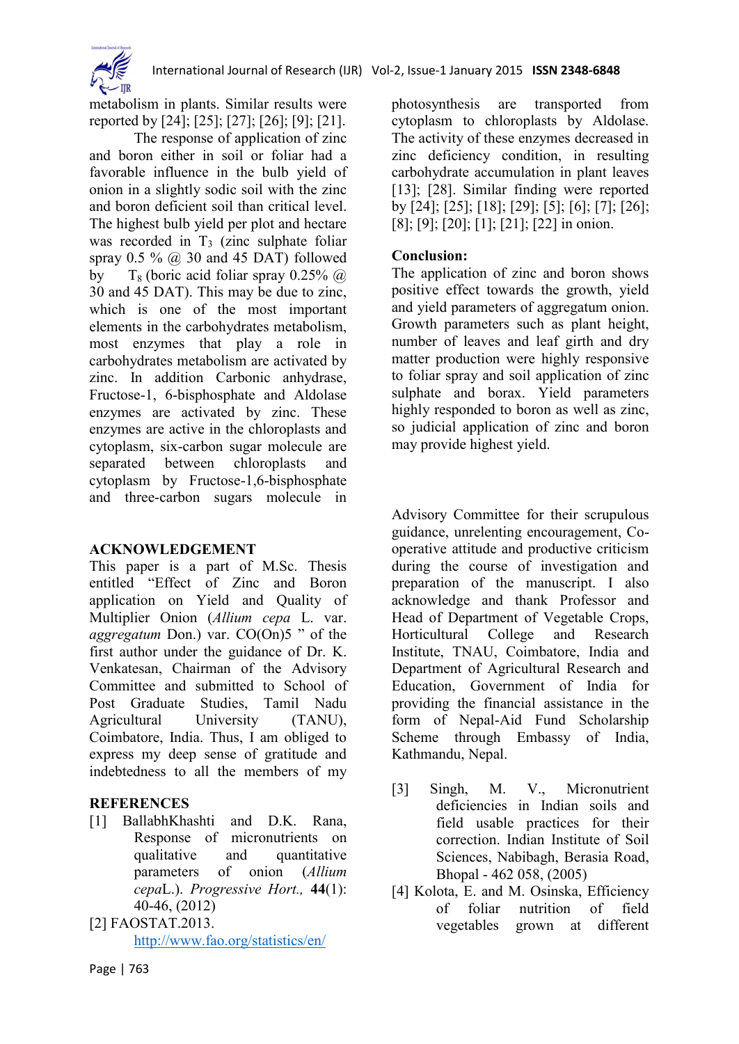metabolism in plants. Similar results were reported by [24]; [25]; [27]; [26]; [9]; [21].

The response of application of zinc and boron either in soil or foliar had a favorable influence in the bulb yield of onion in a slightly sodic soil with the zinc and boron deficient soil than critical level. The highest bulb yield per plot and hectare was recorded in $T_3$ (zinc sulphate foliar spray 0.5 % @ 30 and 45 DAT) followed by $T_8$ (boric acid foliar spray 0.25% @ 30 and 45 DAT). This may be due to zinc, which is one of the most important elements in the carbohydrates metabolism, most enzymes that play a role in carbohydrates metabolism are activated by zinc. In addition Carbonic anhydrase, Fructose-1, 6-bisphosphate and Aldolase enzymes are activated by zinc. These enzymes are active in the chloroplasts and cytoplasm, six-carbon sugar molecule are separated between chloroplasts and cytoplasm by Fructose-1,6-bisphosphate and three-carbon sugars molecule in photosynthesis are transported from cytoplasm to chloroplasts by Aldolase. The activity of these enzymes decreased in zinc deficiency condition, in resulting carbohydrate accumulation in plant leaves [13]; [28]. Similar finding were reported by [24]; [25]; [18]; [29]; [5]; [6]; [7]; [26]; [8]; [9]; [20]; [1]; [21]; [22] in onion.

## Conclusion:

The application of zinc and boron shows positive effect towards the growth, yield and yield parameters of aggregatum onion. Growth parameters such as plant height, number of leaves and leaf girth and dry matter production were highly responsive to foliar spray and soil application of zinc sulphate and borax. Yield parameters highly responded to boron as well as zinc, so judicial application of zinc and boron may provide highest yield.

## ACKNOWLEDGEMENT

This paper is a part of M.Sc. Thesis entitled "Effect of Zinc and Boron application on Yield and Quality of Multiplier Onion (*Allium cepa* L. var. *aggregatum* Don.) var. CO(On)5 " of the first author under the guidance of Dr. K. Venkatesan, Chairman of the Advisory Committee and submitted to School of Post Graduate Studies, Tamil Nadu Agricultural University (TANU), Coimbatore, India. Thus, I am obliged to express my deep sense of gratitude and indebtedness to all the members of my Advisory Committee for their scrupulous guidance, unrelenting encouragement, Co-operative attitude and productive criticism during the course of investigation and preparation of the manuscript. I also acknowledge and thank Professor and Head of Department of Vegetable Crops, Horticultural College and Research Institute, TNAU, Coimbatore, India and Department of Agricultural Research and Education, Government of India for providing the financial assistance in the form of Nepal-Aid Fund Scholarship Scheme through Embassy of India, Kathmandu, Nepal.

## REFERENCES

[1] BallabhKhashti and D.K. Rana, Response of micronutrients on qualitative and quantitative parameters of onion (*Allium cepa*L.). *Progressive Hort.,* **44**(1): 40-46, (2012)

[2] FAOSTAT.2013. http://www.fao.org/statistics/en/

[3] Singh, M. V., Micronutrient deficiencies in Indian soils and field usable practices for their correction. Indian Institute of Soil Sciences, Nabibagh, Berasia Road, Bhopal - 462 058, (2005)

[4] Kolota, E. and M. Osinska, Efficiency of foliar nutrition of field vegetables grown at different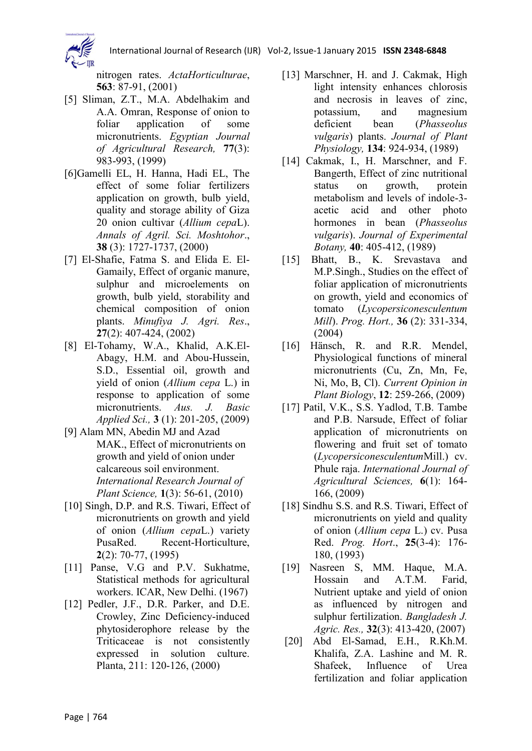nitrogen rates. *ActaHorticulturae*, **563**: 87-91, (2001)

[5] Sliman, Z.T., M.A. Abdelhakim and A.A. Omran, Response of onion to foliar application of some micronutrients. *Egyptian Journal of Agricultural Research,* **77**(3): 983-993, (1999)

[6]Gamelli EL, H. Hanna, Hadi EL, The effect of some foliar fertilizers application on growth, bulb yield, quality and storage ability of Giza 20 onion cultivar (*Allium cepa*L). *Annals of Agril. Sci. Moshtohor*., **38** (3): 1727-1737, (2000)

[7] El-Shafie, Fatma S. and Elida E. El-Gamaily, Effect of organic manure, sulphur and microelements on growth, bulb yield, storability and chemical composition of onion plants. *Minufiya J. Agri. Res*., **27**(2): 407-424, (2002)

[8] El-Tohamy, W.A., Khalid, A.K.El-Abagy, H.M. and Abou-Hussein, S.D., Essential oil, growth and yield of onion (*Allium cepa* L.) in response to application of some micronutrients. *Aus. J. Basic Applied Sci.,* **3** (1): 201-205, (2009)

[9] Alam MN, Abedin MJ and Azad MAK., Effect of micronutrients on growth and yield of onion under calcareous soil environment. *International Research Journal of Plant Science,* **1**(3): 56-61, (2010)

[10] Singh, D.P. and R.S. Tiwari, Effect of micronutrients on growth and yield of onion (*Allium cepa*L.) variety PusaRed. Recent-Horticulture, **2**(2): 70-77, (1995)

[11] Panse, V.G and P.V. Sukhatme, Statistical methods for agricultural workers. ICAR, New Delhi. (1967)

[12] Pedler, J.F., D.R. Parker, and D.E. Crowley, Zinc Deficiency-induced phytosiderophore release by the Triticaceae is not consistently expressed in solution culture. Planta, 211: 120-126, (2000)

[13] Marschner, H. and J. Cakmak, High light intensity enhances chlorosis and necrosis in leaves of zinc, potassium, and magnesium deficient bean (*Phasseolus vulgaris*) plants. *Journal of Plant Physiology,* **134**: 924-934, (1989)

[14] Cakmak, I., H. Marschner, and F. Bangerth, Effect of zinc nutritional status on growth, protein metabolism and levels of indole-3-acetic acid and other photo hormones in bean (*Phasseolus vulgaris*). *Journal of Experimental Botany,* **40**: 405-412, (1989)

[15] Bhatt, B., K. Srevastava and M.P.Singh., Studies on the effect of foliar application of micronutrients on growth, yield and economics of tomato (*Lycopersiconesculentum Mill*). *Prog. Hort.,* **36** (2): 331-334, (2004)

[16] Hänsch, R. and R.R. Mendel, Physiological functions of mineral micronutrients (Cu, Zn, Mn, Fe, Ni, Mo, B, Cl). *Current Opinion in Plant Biology*, **12**: 259-266, (2009)

[17] Patil, V.K., S.S. Yadlod, T.B. Tambe and P.B. Narsude, Effect of foliar application of micronutrients on flowering and fruit set of tomato (*Lycopersiconesculentum*Mill.) cv. Phule raja. *International Journal of Agricultural Sciences,* **6**(1): 164-166, (2009)

[18] Sindhu S.S. and R.S. Tiwari, Effect of micronutrients on yield and quality of onion (*Allium cepa* L.) cv. Pusa Red. *Prog. Hort*., **25**(3-4): 176-180, (1993)

[19] Nasreen S, MM. Haque, M.A. Hossain and A.T.M. Farid, Nutrient uptake and yield of onion as influenced by nitrogen and sulphur fertilization. *Bangladesh J. Agric. Res.,* **32**(3): 413-420, (2007)

[20] Abd El-Samad, E.H., R.Kh.M. Khalifa, Z.A. Lashine and M. R. Shafeek, Influence of Urea fertilization and foliar application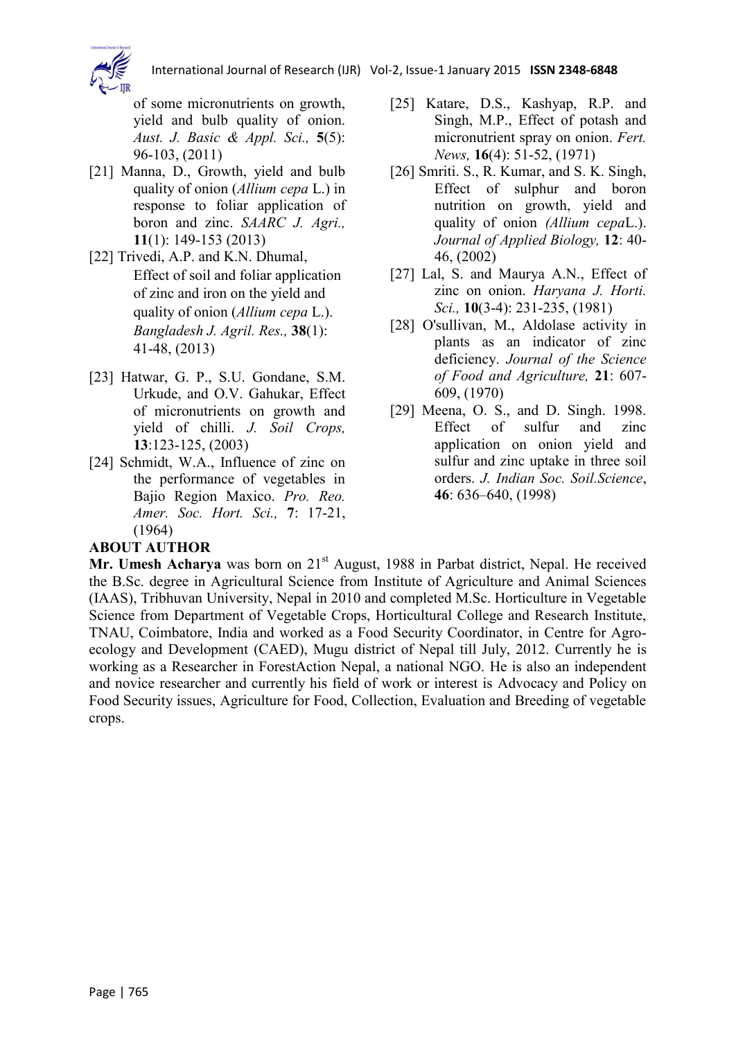of some micronutrients on growth, yield and bulb quality of onion. *Aust. J. Basic & Appl. Sci.,* **5**(5): 96-103, (2011)

[21] Manna, D., Growth, yield and bulb quality of onion (*Allium cepa* L.) in response to foliar application of boron and zinc. *SAARC J. Agri.,* **11**(1): 149-153 (2013)

[22] Trivedi, A.P. and K.N. Dhumal, Effect of soil and foliar application of zinc and iron on the yield and quality of onion (*Allium cepa* L.). *Bangladesh J. Agril. Res.,* **38**(1): 41-48, (2013)

[23] Hatwar, G. P., S.U. Gondane, S.M. Urkude, and O.V. Gahukar, Effect of micronutrients on growth and yield of chilli. *J. Soil Crops,* **13**:123-125, (2003)

[24] Schmidt, W.A., Influence of zinc on the performance of vegetables in Bajio Region Maxico. *Pro. Reo. Amer. Soc. Hort. Sci.,* **7**: 17-21, (1964)

[25] Katare, D.S., Kashyap, R.P. and Singh, M.P., Effect of potash and micronutrient spray on onion. *Fert. News,* **16**(4): 51-52, (1971)

[26] Smriti. S., R. Kumar, and S. K. Singh, Effect of sulphur and boron nutrition on growth, yield and quality of onion *(Allium cepa*L.). *Journal of Applied Biology,* **12**: 40-46, (2002)

[27] Lal, S. and Maurya A.N., Effect of zinc on onion. *Haryana J. Horti. Sci.,* **10**(3-4): 231-235, (1981)

[28] O'sullivan, M., Aldolase activity in plants as an indicator of zinc deficiency. *Journal of the Science of Food and Agriculture,* **21**: 607-609, (1970)

[29] Meena, O. S., and D. Singh. 1998. Effect of sulfur and zinc application on onion yield and sulfur and zinc uptake in three soil orders. *J. Indian Soc. Soil.Science*, **46**: 636–640, (1998)

## ABOUT AUTHOR

**Mr. Umesh Acharya** was born on 21st August, 1988 in Parbat district, Nepal. He received the B.Sc. degree in Agricultural Science from Institute of Agriculture and Animal Sciences (IAAS), Tribhuvan University, Nepal in 2010 and completed M.Sc. Horticulture in Vegetable Science from Department of Vegetable Crops, Horticultural College and Research Institute, TNAU, Coimbatore, India and worked as a Food Security Coordinator, in Centre for Agro-ecology and Development (CAED), Mugu district of Nepal till July, 2012. Currently he is working as a Researcher in ForestAction Nepal, a national NGO. He is also an independent and novice researcher and currently his field of work or interest is Advocacy and Policy on Food Security issues, Agriculture for Food, Collection, Evaluation and Breeding of vegetable crops.